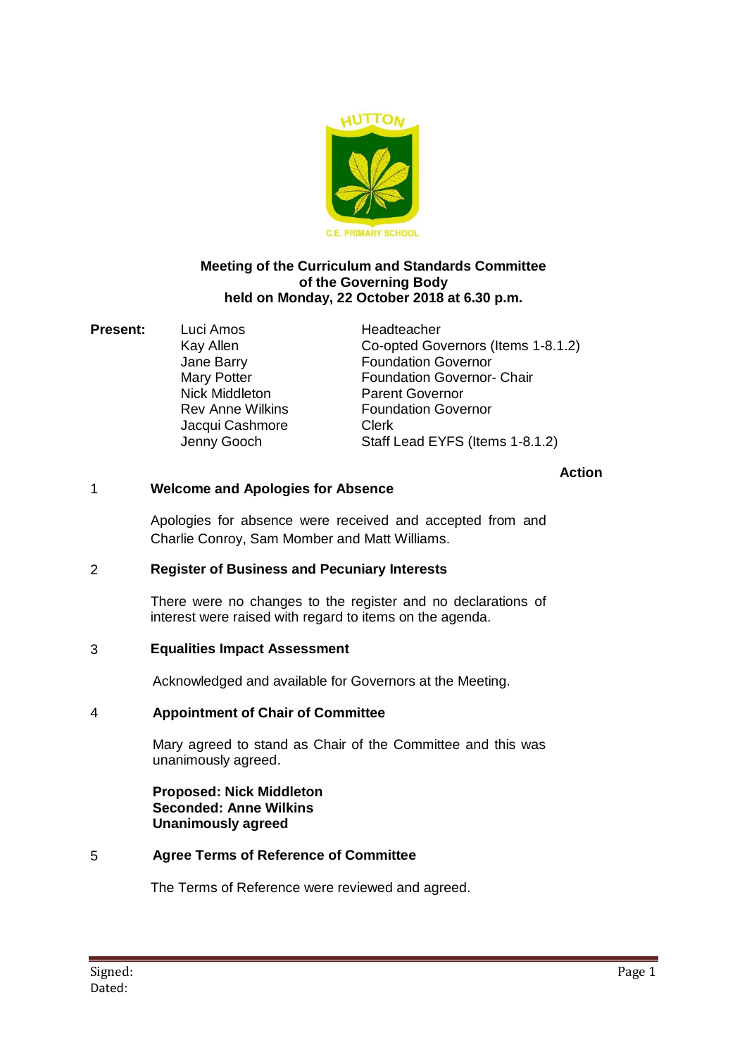**Meeting of the Curriculum and Standards Committee of the Governing Body held on Monday, 22 October 2018 at 6.30 p.m.**

**Present:**

| | |
|---|---|
| Luci Amos | Headteacher |
| Kay Allen | Co-opted Governors (Items 1-8.1.2) |
| Jane Barry | Foundation Governor |
| Mary Potter | Foundation Governor- Chair |
| Nick Middleton | Parent Governor |
| Rev Anne Wilkins | Foundation Governor |
| Jacqui Cashmore | Clerk |
| Jenny Gooch | Staff Lead EYFS (Items 1-8.1.2) |

**Action**

1 **Welcome and Apologies for Absence**

Apologies for absence were received and accepted from and Charlie Conroy, Sam Member and Matt Williams.

2 **Register of Business and Pecuniary Interests**

There were no changes to the register and no declarations of interest were raised with regard to items on the agenda.

3 **Equalities Impact Assessment**

Acknowledged and available for Governors at the Meeting.

4 **Appointment of Chair of Committee**

Mary agreed to stand as Chair of the Committee and this was unanimously agreed.

**Proposed: Nick Middleton**
**Seconded: Anne Wilkins**
**Unanimously agreed**

5 **Agree Terms of Reference of Committee**

The Terms of Reference were reviewed and agreed.

Signed:
Dated: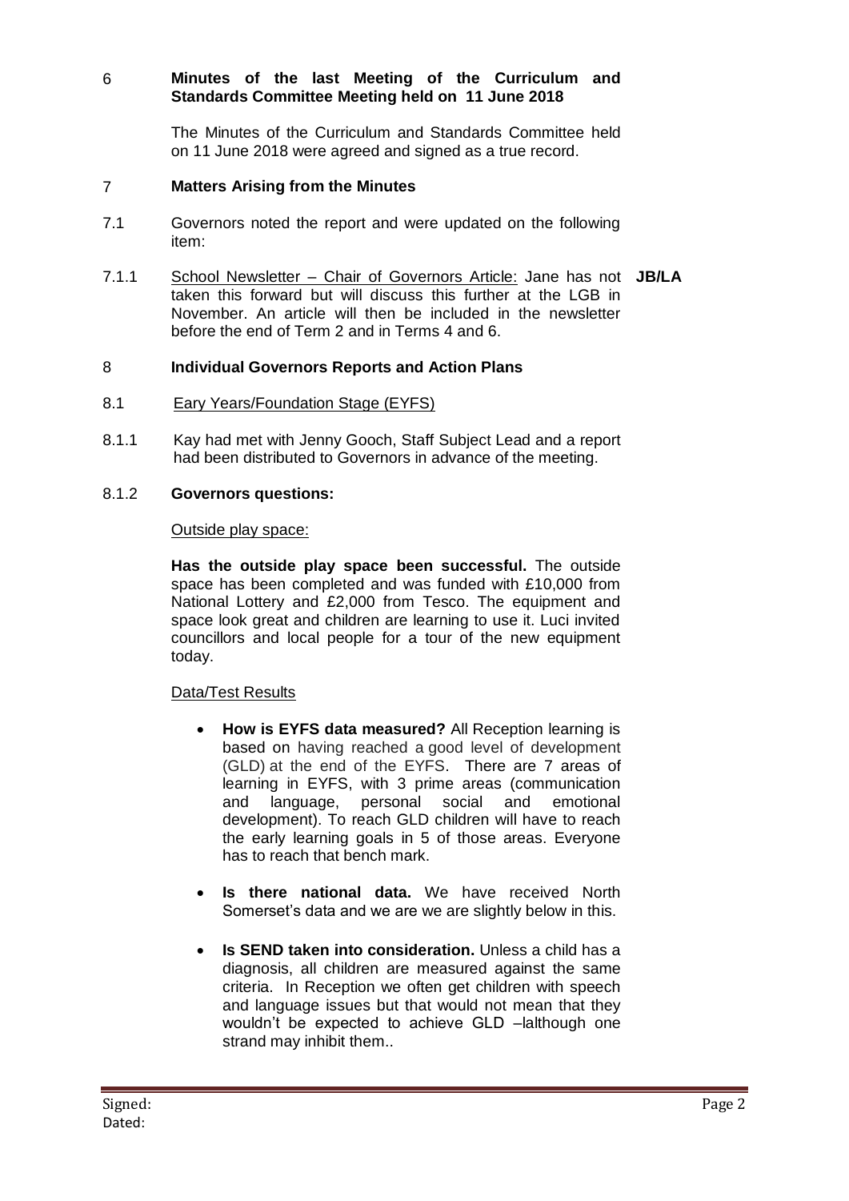## 6 Minutes of the last Meeting of the Curriculum and Standards Committee Meeting held on 11 June 2018

The Minutes of the Curriculum and Standards Committee held on 11 June 2018 were agreed and signed as a true record.

## 7 Matters Arising from the Minutes

7.1 Governors noted the report and were updated on the following item:

7.1.1 School Newsletter – Chair of Governors Article: Jane has not taken this forward but will discuss this further at the LGB in November. An article will then be included in the newsletter before the end of Term 2 and in Terms 4 and 6. **JB/LA**

## 8 Individual Governors Reports and Action Plans

8.1 Eary Years/Foundation Stage (EYFS)

8.1.1 Kay had met with Jenny Gooch, Staff Subject Lead and a report had been distributed to Governors in advance of the meeting.

8.1.2 **Governors questions:**

Outside play space:

**Has the outside play space been successful.** The outside space has been completed and was funded with £10,000 from National Lottery and £2,000 from Tesco. The equipment and space look great and children are learning to use it. Luci invited councillors and local people for a tour of the new equipment today.

Data/Test Results

- **How is EYFS data measured?** All Reception learning is based on having reached a good level of development (GLD) at the end of the EYFS. There are 7 areas of learning in EYFS, with 3 prime areas (communication and language, personal social and emotional development). To reach GLD children will have to reach the early learning goals in 5 of those areas. Everyone has to reach that bench mark.
- **Is there national data.** We have received North Somerset's data and we are we are slightly below in this.
- **Is SEND taken into consideration.** Unless a child has a diagnosis, all children are measured against the same criteria. In Reception we often get children with speech and language issues but that would not mean that they wouldn't be expected to achieve GLD –lalthough one strand may inhibit them..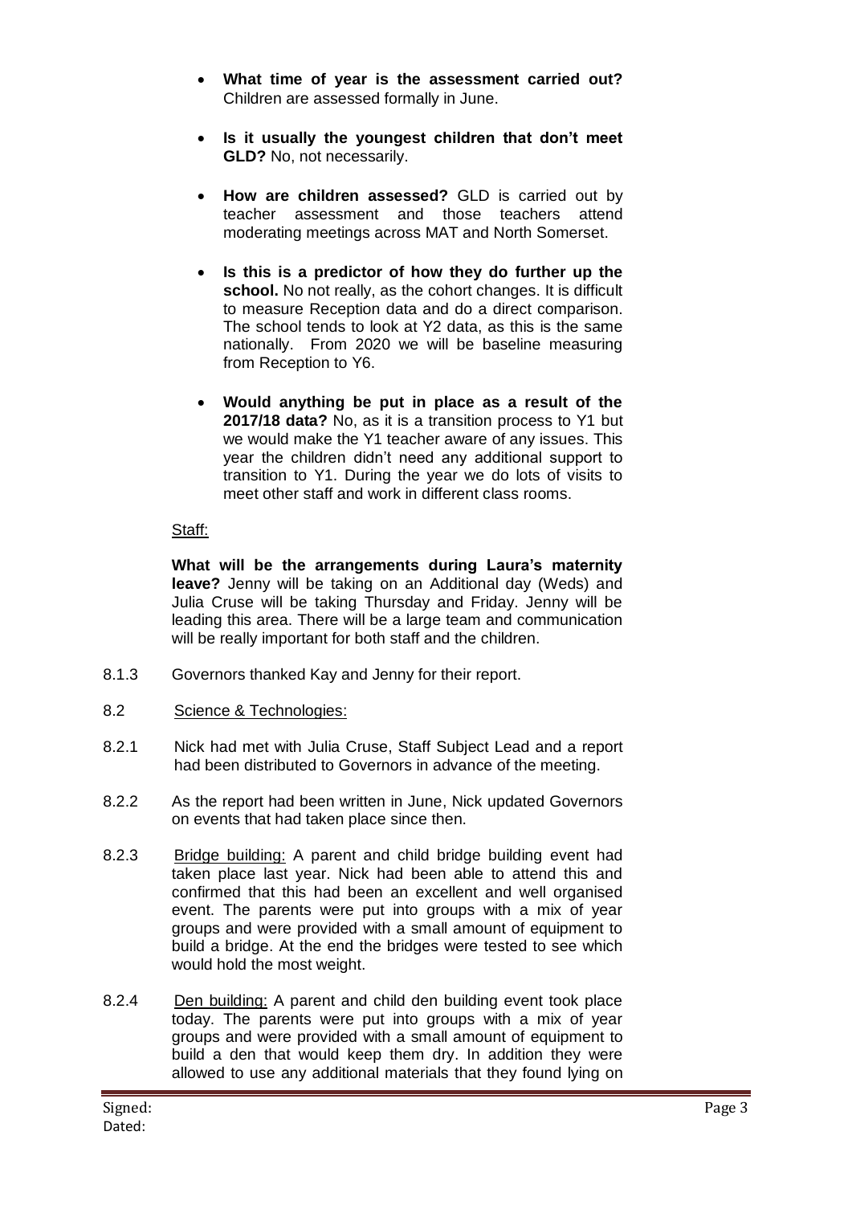- **What time of year is the assessment carried out?** Children are assessed formally in June.

- **Is it usually the youngest children that don't meet GLD?** No, not necessarily.

- **How are children assessed?** GLD is carried out by teacher assessment and those teachers attend moderating meetings across MAT and North Somerset.

- **Is this is a predictor of how they do further up the school.** No not really, as the cohort changes. It is difficult to measure Reception data and do a direct comparison. The school tends to look at Y2 data, as this is the same nationally. From 2020 we will be baseline measuring from Reception to Y6.

- **Would anything be put in place as a result of the 2017/18 data?** No, as it is a transition process to Y1 but we would make the Y1 teacher aware of any issues. This year the children didn't need any additional support to transition to Y1. During the year we do lots of visits to meet other staff and work in different class rooms.

<u>Staff:</u>

**What will be the arrangements during Laura's maternity leave?** Jenny will be taking on an Additional day (Weds) and Julia Cruse will be taking Thursday and Friday. Jenny will be leading this area. There will be a large team and communication will be really important for both staff and the children.

8.1.3 Governors thanked Kay and Jenny for their report.

8.2 <u>Science & Technologies:</u>

8.2.1 Nick had met with Julia Cruse, Staff Subject Lead and a report had been distributed to Governors in advance of the meeting.

8.2.2 As the report had been written in June, Nick updated Governors on events that had taken place since then.

8.2.3 <u>Bridge building:</u> A parent and child bridge building event had taken place last year. Nick had been able to attend this and confirmed that this had been an excellent and well organised event. The parents were put into groups with a mix of year groups and were provided with a small amount of equipment to build a bridge. At the end the bridges were tested to see which would hold the most weight.

8.2.4 <u>Den building:</u> A parent and child den building event took place today. The parents were put into groups with a mix of year groups and were provided with a small amount of equipment to build a den that would keep them dry. In addition they were allowed to use any additional materials that they found lying on

Signed:
Dated: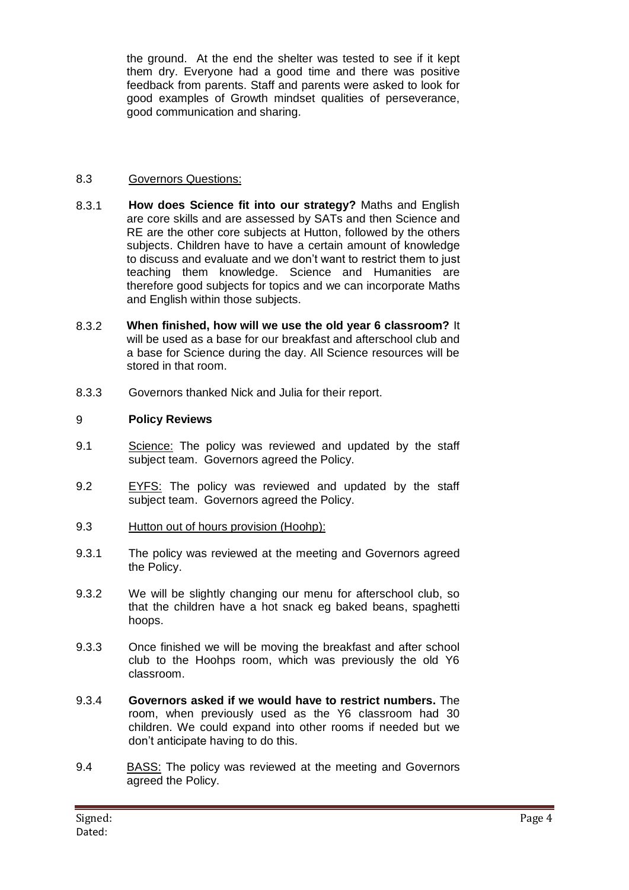the ground. At the end the shelter was tested to see if it kept them dry. Everyone had a good time and there was positive feedback from parents. Staff and parents were asked to look for good examples of Growth mindset qualities of perseverance, good communication and sharing.

8.3 Governors Questions:

8.3.1 **How does Science fit into our strategy?** Maths and English are core skills and are assessed by SATs and then Science and RE are the other core subjects at Hutton, followed by the others subjects. Children have to have a certain amount of knowledge to discuss and evaluate and we don't want to restrict them to just teaching them knowledge. Science and Humanities are therefore good subjects for topics and we can incorporate Maths and English within those subjects.

8.3.2 **When finished, how will we use the old year 6 classroom?** It will be used as a base for our breakfast and afterschool club and a base for Science during the day. All Science resources will be stored in that room.

8.3.3 Governors thanked Nick and Julia for their report.

## 9 Policy Reviews

9.1 Science: The policy was reviewed and updated by the staff subject team. Governors agreed the Policy.

9.2 EYFS: The policy was reviewed and updated by the staff subject team. Governors agreed the Policy.

9.3 Hutton out of hours provision (Hoohp):

9.3.1 The policy was reviewed at the meeting and Governors agreed the Policy.

9.3.2 We will be slightly changing our menu for afterschool club, so that the children have a hot snack eg baked beans, spaghetti hoops.

9.3.3 Once finished we will be moving the breakfast and after school club to the Hoohps room, which was previously the old Y6 classroom.

9.3.4 **Governors asked if we would have to restrict numbers.** The room, when previously used as the Y6 classroom had 30 children. We could expand into other rooms if needed but we don't anticipate having to do this.

9.4 BASS: The policy was reviewed at the meeting and Governors agreed the Policy.

Signed:
Dated: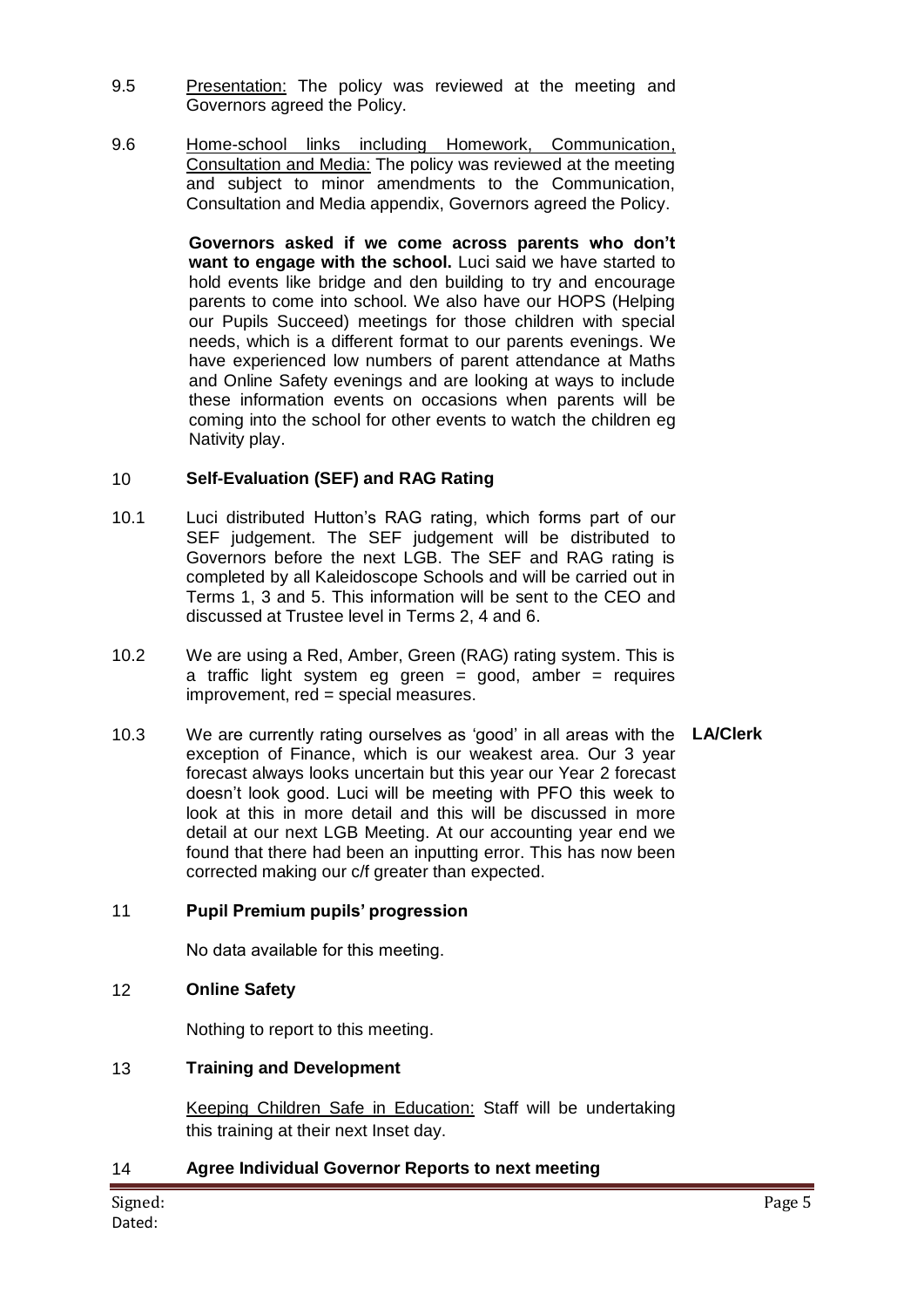9.5 Presentation: The policy was reviewed at the meeting and Governors agreed the Policy.

9.6 Home-school links including Homework, Communication, Consultation and Media: The policy was reviewed at the meeting and subject to minor amendments to the Communication, Consultation and Media appendix, Governors agreed the Policy.

**Governors asked if we come across parents who don't want to engage with the school.** Luci said we have started to hold events like bridge and den building to try and encourage parents to come into school. We also have our HOPS (Helping our Pupils Succeed) meetings for those children with special needs, which is a different format to our parents evenings. We have experienced low numbers of parent attendance at Maths and Online Safety evenings and are looking at ways to include these information events on occasions when parents will be coming into the school for other events to watch the children eg Nativity play.

## 10 Self-Evaluation (SEF) and RAG Rating

10.1 Luci distributed Hutton's RAG rating, which forms part of our SEF judgement. The SEF judgement will be distributed to Governors before the next LGB. The SEF and RAG rating is completed by all Kaleidoscope Schools and will be carried out in Terms 1, 3 and 5. This information will be sent to the CEO and discussed at Trustee level in Terms 2, 4 and 6.

10.2 We are using a Red, Amber, Green (RAG) rating system. This is a traffic light system eg green = good, amber = requires improvement, red = special measures.

10.3 We are currently rating ourselves as 'good' in all areas with the exception of Finance, which is our weakest area. Our 3 year forecast always looks uncertain but this year our Year 2 forecast doesn't look good. Luci will be meeting with PFO this week to look at this in more detail and this will be discussed in more detail at our next LGB Meeting. At our accounting year end we found that there had been an inputting error. This has now been corrected making our c/f greater than expected. **LA/Clerk**

## 11 Pupil Premium pupils' progression

No data available for this meeting.

## 12 Online Safety

Nothing to report to this meeting.

## 13 Training and Development

Keeping Children Safe in Education: Staff will be undertaking this training at their next Inset day.

## 14 Agree Individual Governor Reports to next meeting

Signed:
Dated: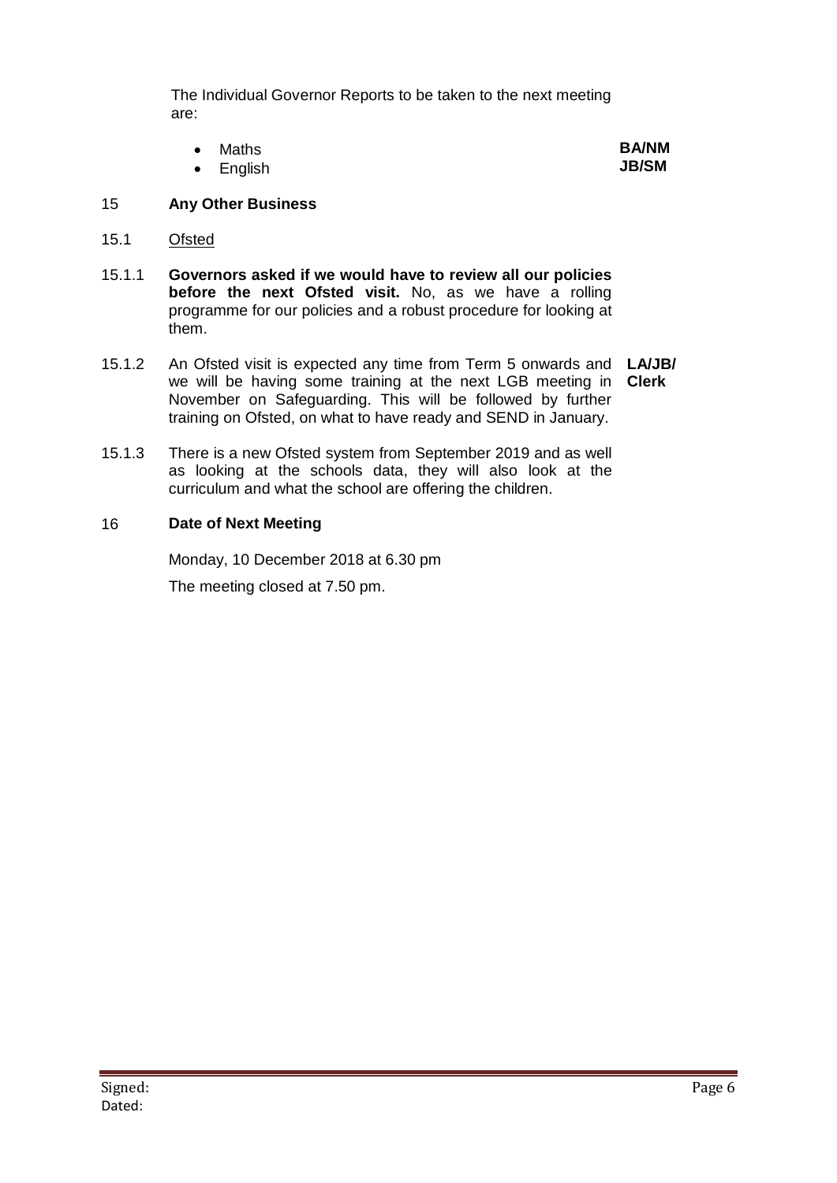The Individual Governor Reports to be taken to the next meeting are:

- Maths **BA/NM**
- English **JB/SM**

## 15 Any Other Business

15.1 <u>Ofsted</u>

15.1.1 **Governors asked if we would have to review all our policies before the next Ofsted visit.** No, as we have a rolling programme for our policies and a robust procedure for looking at them.

15.1.2 An Ofsted visit is expected any time from Term 5 onwards and we will be having some training at the next LGB meeting in November on Safeguarding. This will be followed by further training on Ofsted, on what to have ready and SEND in January. **LA/JB/Clerk**

15.1.3 There is a new Ofsted system from September 2019 and as well as looking at the schools data, they will also look at the curriculum and what the school are offering the children.

## 16 Date of Next Meeting

Monday, 10 December 2018 at 6.30 pm

The meeting closed at 7.50 pm.

Signed:
Dated: